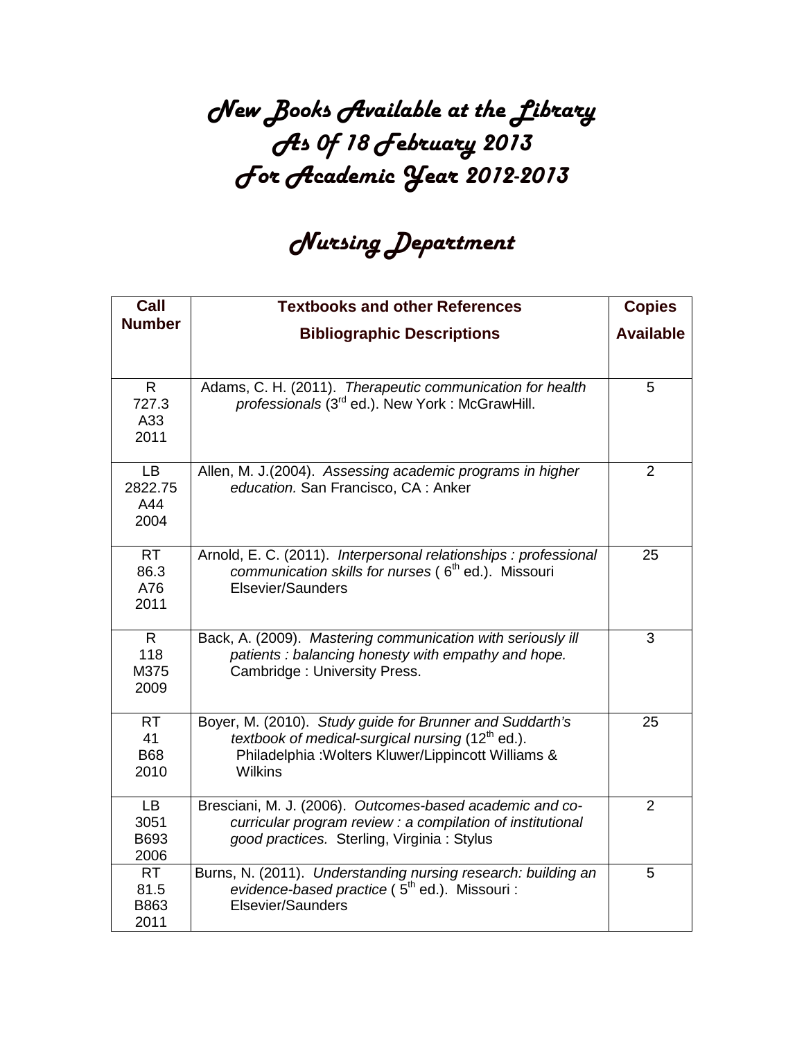# New Books Available at the Library As Of 18 February 2013 For Academic Year 2012-2013

## Nursing Department

| Call Number | Textbooks and other References<br>Bibliographic Descriptions | Copies Available |
|---|---|---|
| R 727.3 A33 2011 | Adams, C. H. (2011). *Therapeutic communication for health professionals* (3rd ed.). New York : McGrawHill. | 5 |
| LB 2822.75 A44 2004 | Allen, M. J.(2004). *Assessing academic programs in higher education.* San Francisco, CA : Anker | 2 |
| RT 86.3 A76 2011 | Arnold, E. C. (2011). *Interpersonal relationships : professional communication skills for nurses* ( 6th ed.). Missouri Elsevier/Saunders | 25 |
| R 118 M375 2009 | Back, A. (2009). *Mastering communication with seriously ill patients : balancing honesty with empathy and hope.* Cambridge : University Press. | 3 |
| RT 41 B68 2010 | Boyer, M. (2010). *Study guide for Brunner and Suddarth's textbook of medical-surgical nursing* (12th ed.). Philadelphia :Wolters Kluwer/Lippincott Williams & Wilkins | 25 |
| LB 3051 B693 2006 | Bresciani, M. J. (2006). *Outcomes-based academic and co-curricular program review : a compilation of institutional good practices.* Sterling, Virginia : Stylus | 2 |
| RT 81.5 B863 2011 | Burns, N. (2011). *Understanding nursing research: building an evidence-based practice* ( 5th ed.). Missouri : Elsevier/Saunders | 5 |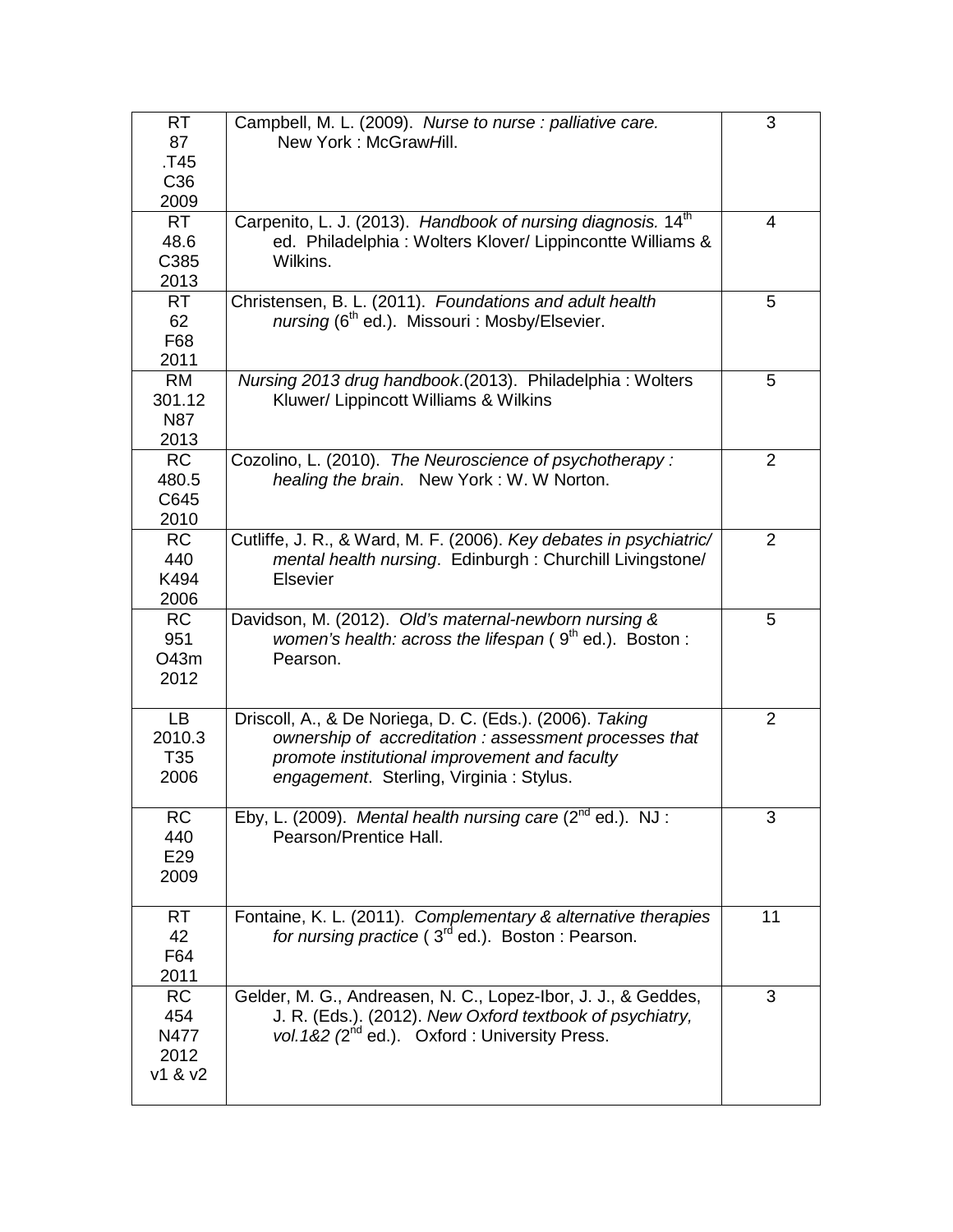| | | |
|---|---|---|
| RT 87 .T45 C36 2009 | Campbell, M. L. (2009). *Nurse to nurse : palliative care.* New York : McGrawHill. | 3 |
| RT 48.6 C385 2013 | Carpenito, L. J. (2013). *Handbook of nursing diagnosis.* 14th ed. Philadelphia : Wolters Klover/ Lippincontte Williams & Wilkins. | 4 |
| RT 62 F68 2011 | Christensen, B. L. (2011). *Foundations and adult health nursing* (6th ed.). Missouri : Mosby/Elsevier. | 5 |
| RM 301.12 N87 2013 | *Nursing 2013 drug handbook*.(2013). Philadelphia : Wolters Kluwer/ Lippincott Williams & Wilkins | 5 |
| RC 480.5 C645 2010 | Cozolino, L. (2010). *The Neuroscience of psychotherapy : healing the brain*. New York : W. W Norton. | 2 |
| RC 440 K494 2006 | Cutliffe, J. R., & Ward, M. F. (2006). *Key debates in psychiatric/ mental health nursing*. Edinburgh : Churchill Livingstone/ Elsevier | 2 |
| RC 951 O43m 2012 | Davidson, M. (2012). *Old's maternal-newborn nursing & women's health: across the lifespan* ( 9th ed.). Boston : Pearson. | 5 |
| LB 2010.3 T35 2006 | Driscoll, A., & De Noriega, D. C. (Eds.). (2006). *Taking ownership of accreditation : assessment processes that promote institutional improvement and faculty engagement*. Sterling, Virginia : Stylus. | 2 |
| RC 440 E29 2009 | Eby, L. (2009). *Mental health nursing care* (2nd ed.). NJ : Pearson/Prentice Hall. | 3 |
| RT 42 F64 2011 | Fontaine, K. L. (2011). *Complementary & alternative therapies for nursing practice* ( 3rd ed.). Boston : Pearson. | 11 |
| RC 454 N477 2012 v1 & v2 | Gelder, M. G., Andreasen, N. C., Lopez-Ibor, J. J., & Geddes, J. R. (Eds.). (2012). *New Oxford textbook of psychiatry, vol.1&2 (*2nd ed.). Oxford : University Press. | 3 |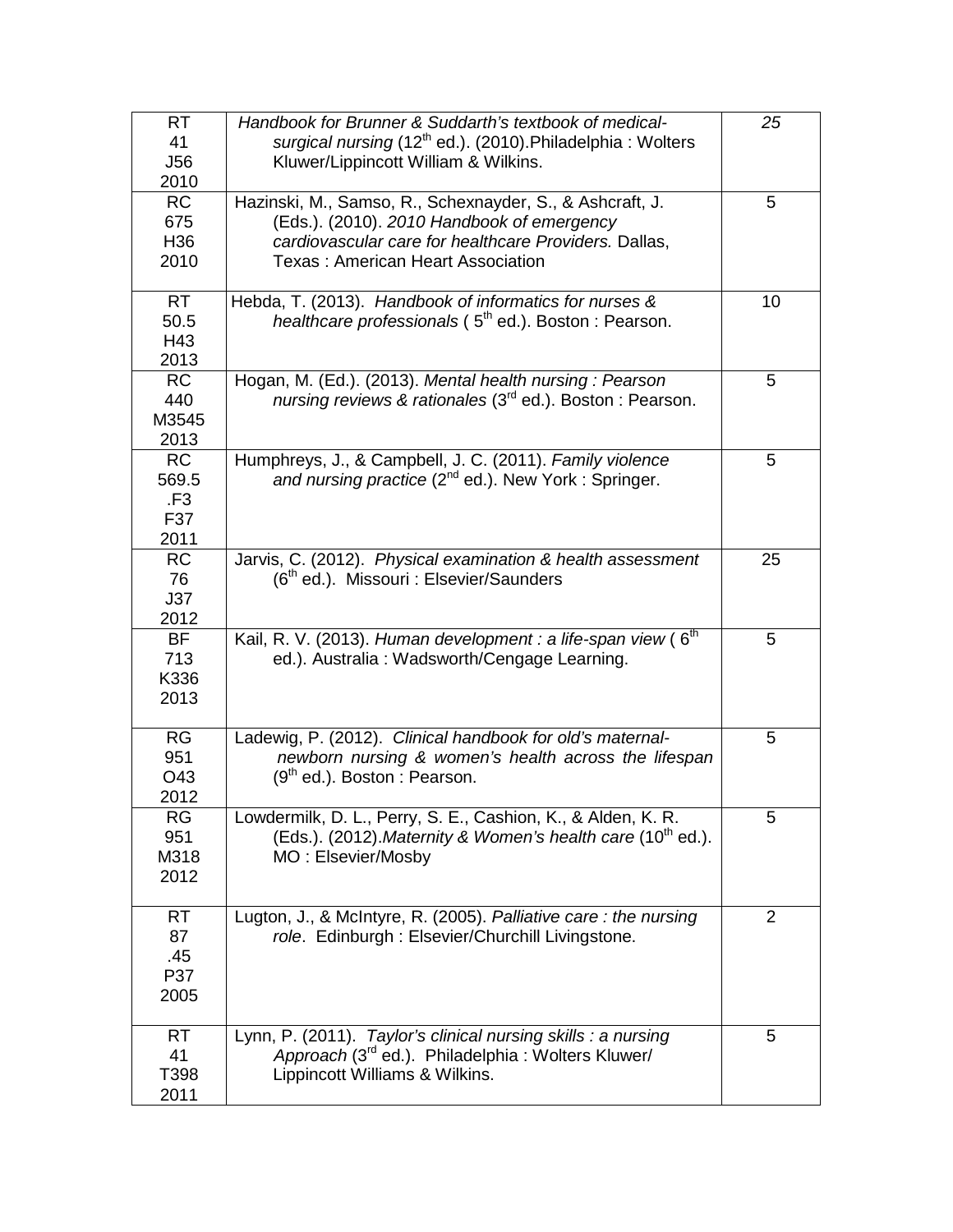| | | |
|---|---|---|
| RT 41 J56 2010 | *Handbook for Brunner & Suddarth's textbook of medical-surgical nursing* (12th ed.). (2010).Philadelphia : Wolters Kluwer/Lippincott William & Wilkins. | *25* |
| RC 675 H36 2010 | Hazinski, M., Samso, R., Schexnayder, S., & Ashcraft, J. (Eds.). (2010). *2010 Handbook of emergency cardiovascular care for healthcare Providers.* Dallas, Texas : American Heart Association | 5 |
| RT 50.5 H43 2013 | Hebda, T. (2013). *Handbook of informatics for nurses & healthcare professionals* ( 5th ed.). Boston : Pearson. | 10 |
| RC 440 M3545 2013 | Hogan, M. (Ed.). (2013). *Mental health nursing : Pearson nursing reviews & rationales* (3rd ed.). Boston : Pearson. | 5 |
| RC 569.5 .F3 F37 2011 | Humphreys, J., & Campbell, J. C. (2011). *Family violence and nursing practice* (2nd ed.). New York : Springer. | 5 |
| RC 76 J37 2012 | Jarvis, C. (2012). *Physical examination & health assessment* (6th ed.). Missouri : Elsevier/Saunders | 25 |
| BF 713 K336 2013 | Kail, R. V. (2013). *Human development : a life-span view* ( 6th ed.). Australia : Wadsworth/Cengage Learning. | 5 |
| RG 951 O43 2012 | Ladewig, P. (2012). *Clinical handbook for old's maternal-newborn nursing & women's health across the lifespan* (9th ed.). Boston : Pearson. | 5 |
| RG 951 M318 2012 | Lowdermilk, D. L., Perry, S. E., Cashion, K., & Alden, K. R. (Eds.). (2012).*Maternity & Women's health care* (10th ed.). MO : Elsevier/Mosby | 5 |
| RT 87 .45 P37 2005 | Lugton, J., & McIntyre, R. (2005). *Palliative care : the nursing role*. Edinburgh : Elsevier/Churchill Livingstone. | 2 |
| RT 41 T398 2011 | Lynn, P. (2011). *Taylor's clinical nursing skills : a nursing Approach* (3rd ed.). Philadelphia : Wolters Kluwer/ Lippincott Williams & Wilkins. | 5 |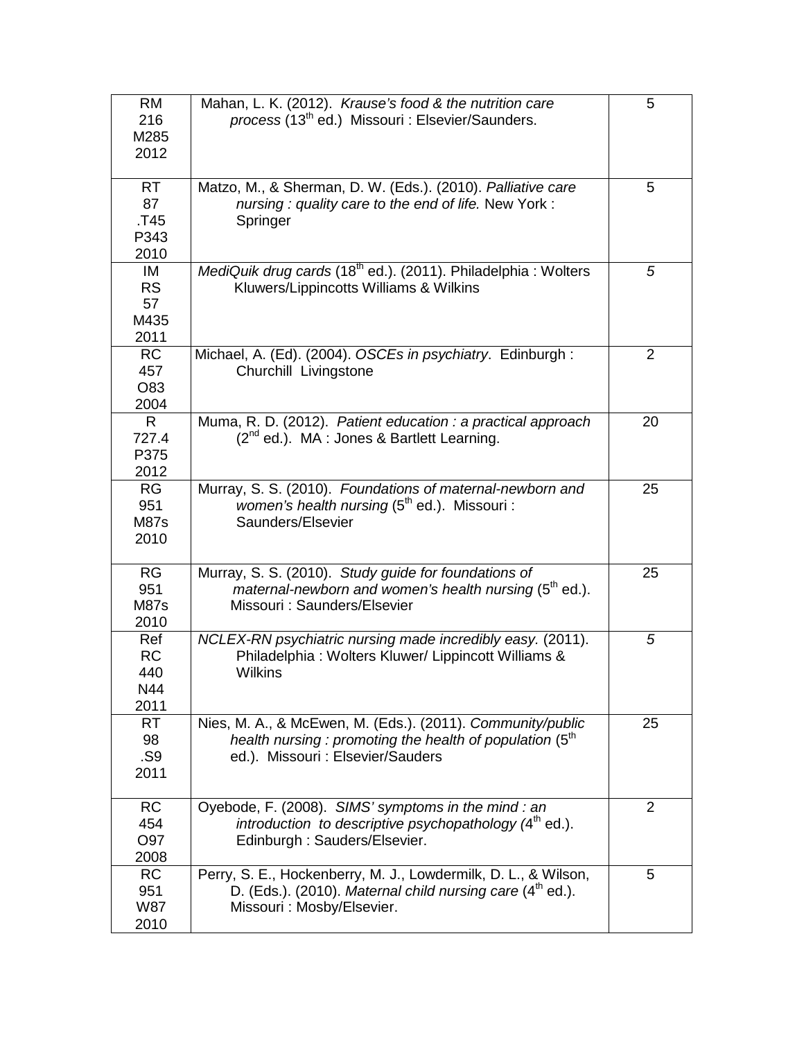| | | |
|---|---|---|
| RM 216 M285 2012 | Mahan, L. K. (2012). *Krause's food & the nutrition care process* (13th ed.) Missouri : Elsevier/Saunders. | 5 |
| RT 87 .T45 P343 2010 | Matzo, M., & Sherman, D. W. (Eds.). (2010). *Palliative care nursing : quality care to the end of life.* New York : Springer | 5 |
| IM RS 57 M435 2011 | *MediQuik drug cards* (18th ed.). (2011). Philadelphia : Wolters Kluwers/Lippincotts Williams & Wilkins | *5* |
| RC 457 O83 2004 | Michael, A. (Ed). (2004). *OSCEs in psychiatry*. Edinburgh : Churchill Livingstone | 2 |
| R 727.4 P375 2012 | Muma, R. D. (2012). *Patient education : a practical approach* (2nd ed.). MA : Jones & Bartlett Learning. | 20 |
| RG 951 M87s 2010 | Murray, S. S. (2010). *Foundations of maternal-newborn and women's health nursing* (5th ed.). Missouri : Saunders/Elsevier | 25 |
| RG 951 M87s 2010 | Murray, S. S. (2010). *Study guide for foundations of maternal-newborn and women's health nursing* (5th ed.). Missouri : Saunders/Elsevier | 25 |
| Ref RC 440 N44 2011 | *NCLEX-RN psychiatric nursing made incredibly easy.* (2011). Philadelphia : Wolters Kluwer/ Lippincott Williams & Wilkins | *5* |
| RT 98 .S9 2011 | Nies, M. A., & McEwen, M. (Eds.). (2011). *Community/public health nursing : promoting the health of population* (5th ed.). Missouri : Elsevier/Sauders | 25 |
| RC 454 O97 2008 | Oyebode, F. (2008). *SIMS' symptoms in the mind : an introduction to descriptive psychopathology (*4th ed.). Edinburgh : Sauders/Elsevier. | 2 |
| RC 951 W87 2010 | Perry, S. E., Hockenberry, M. J., Lowdermilk, D. L., & Wilson, D. (Eds.). (2010). *Maternal child nursing care* (4th ed.). Missouri : Mosby/Elsevier. | 5 |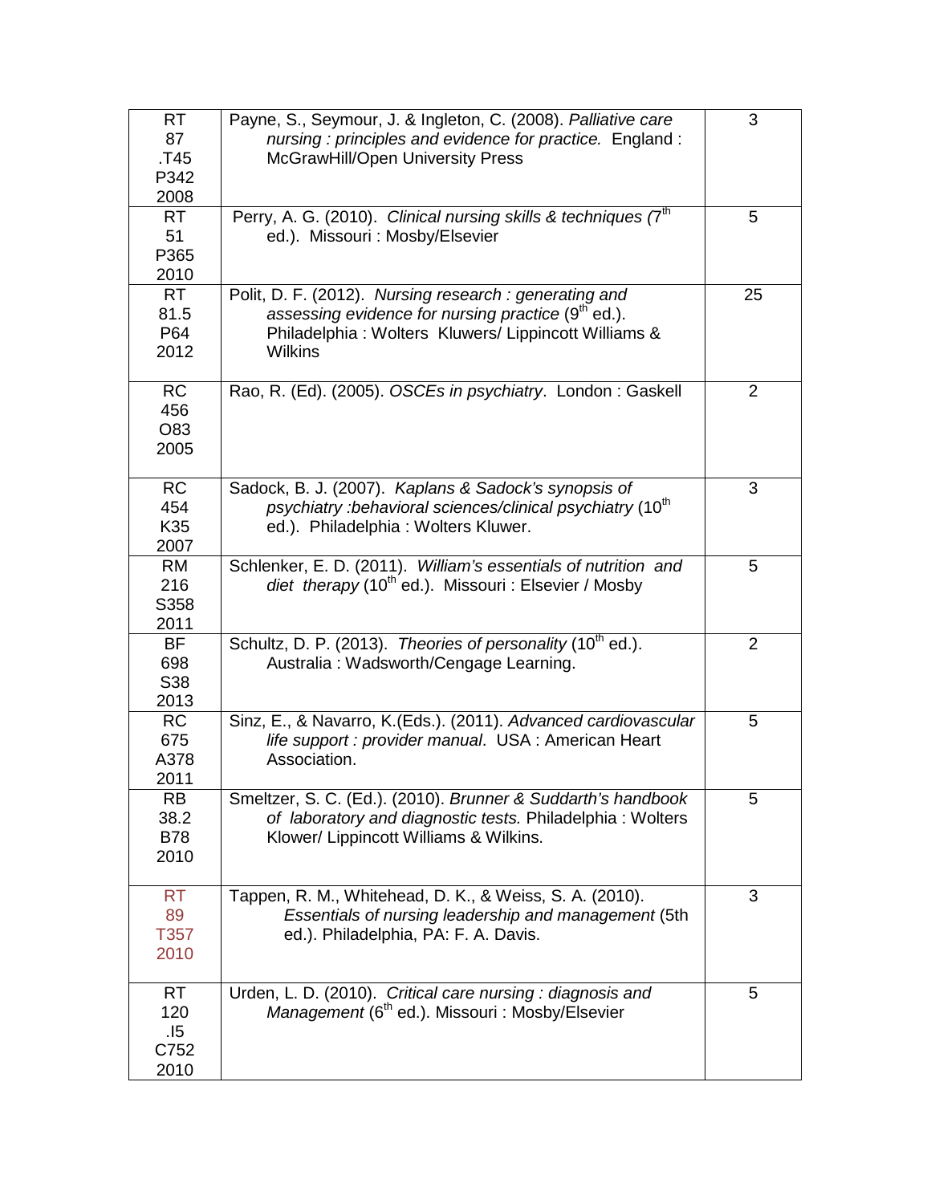| | | |
|---|---|---|
| RT 87 .T45 P342 2008 | Payne, S., Seymour, J. & Ingleton, C. (2008). *Palliative care nursing : principles and evidence for practice.* England : McGrawHill/Open University Press | 3 |
| RT 51 P365 2010 | Perry, A. G. (2010). *Clinical nursing skills & techniques (7th* ed.). Missouri : Mosby/Elsevier | 5 |
| RT 81.5 P64 2012 | Polit, D. F. (2012). *Nursing research : generating and assessing evidence for nursing practice* (9th ed.). Philadelphia : Wolters Kluwers/ Lippincott Williams & Wilkins | 25 |
| RC 456 O83 2005 | Rao, R. (Ed). (2005). *OSCEs in psychiatry*. London : Gaskell | 2 |
| RC 454 K35 2007 | Sadock, B. J. (2007). *Kaplans & Sadock's synopsis of psychiatry :behavioral sciences/clinical psychiatry* (10th ed.). Philadelphia : Wolters Kluwer. | 3 |
| RM 216 S358 2011 | Schlenker, E. D. (2011). *William's essentials of nutrition and diet therapy* (10th ed.). Missouri : Elsevier / Mosby | 5 |
| BF 698 S38 2013 | Schultz, D. P. (2013). *Theories of personality* (10th ed.). Australia : Wadsworth/Cengage Learning. | 2 |
| RC 675 A378 2011 | Sinz, E., & Navarro, K.(Eds.). (2011). *Advanced cardiovascular life support : provider manual*. USA : American Heart Association. | 5 |
| RB 38.2 B78 2010 | Smeltzer, S. C. (Ed.). (2010). *Brunner & Suddarth's handbook of laboratory and diagnostic tests.* Philadelphia : Wolters Klower/ Lippincott Williams & Wilkins. | 5 |
| RT 89 T357 2010 | Tappen, R. M., Whitehead, D. K., & Weiss, S. A. (2010). *Essentials of nursing leadership and management* (5th ed.). Philadelphia, PA: F. A. Davis. | 3 |
| RT 120 .I5 C752 2010 | Urden, L. D. (2010). *Critical care nursing : diagnosis and Management* (6th ed.). Missouri : Mosby/Elsevier | 5 |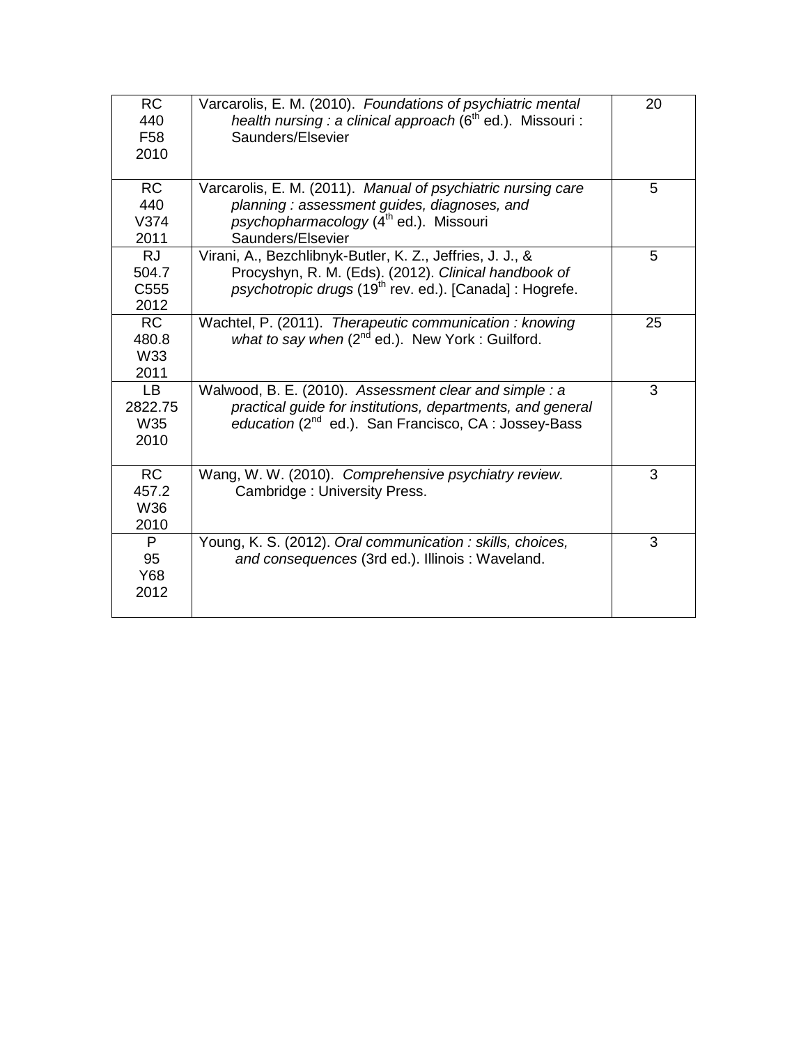| | | |
|---|---|---|
| RC 440 F58 2010 | Varcarolis, E. M. (2010). *Foundations of psychiatric mental health nursing : a clinical approach* (6th ed.). Missouri : Saunders/Elsevier | 20 |
| RC 440 V374 2011 | Varcarolis, E. M. (2011). *Manual of psychiatric nursing care planning : assessment guides, diagnoses, and psychopharmacology* (4th ed.). Missouri Saunders/Elsevier | 5 |
| RJ 504.7 C555 2012 | Virani, A., Bezchlibnyk-Butler, K. Z., Jeffries, J. J., & Procyshyn, R. M. (Eds). (2012). *Clinical handbook of psychotropic drugs* (19th rev. ed.). [Canada] : Hogrefe. | 5 |
| RC 480.8 W33 2011 | Wachtel, P. (2011). *Therapeutic communication : knowing what to say when* (2nd ed.). New York : Guilford. | 25 |
| LB 2822.75 W35 2010 | Walwood, B. E. (2010). *Assessment clear and simple : a practical guide for institutions, departments, and general education* (2nd ed.). San Francisco, CA : Jossey-Bass | 3 |
| RC 457.2 W36 2010 | Wang, W. W. (2010). *Comprehensive psychiatry review.* Cambridge : University Press. | 3 |
| P 95 Y68 2012 | Young, K. S. (2012). *Oral communication : skills, choices, and consequences* (3rd ed.). Illinois : Waveland. | 3 |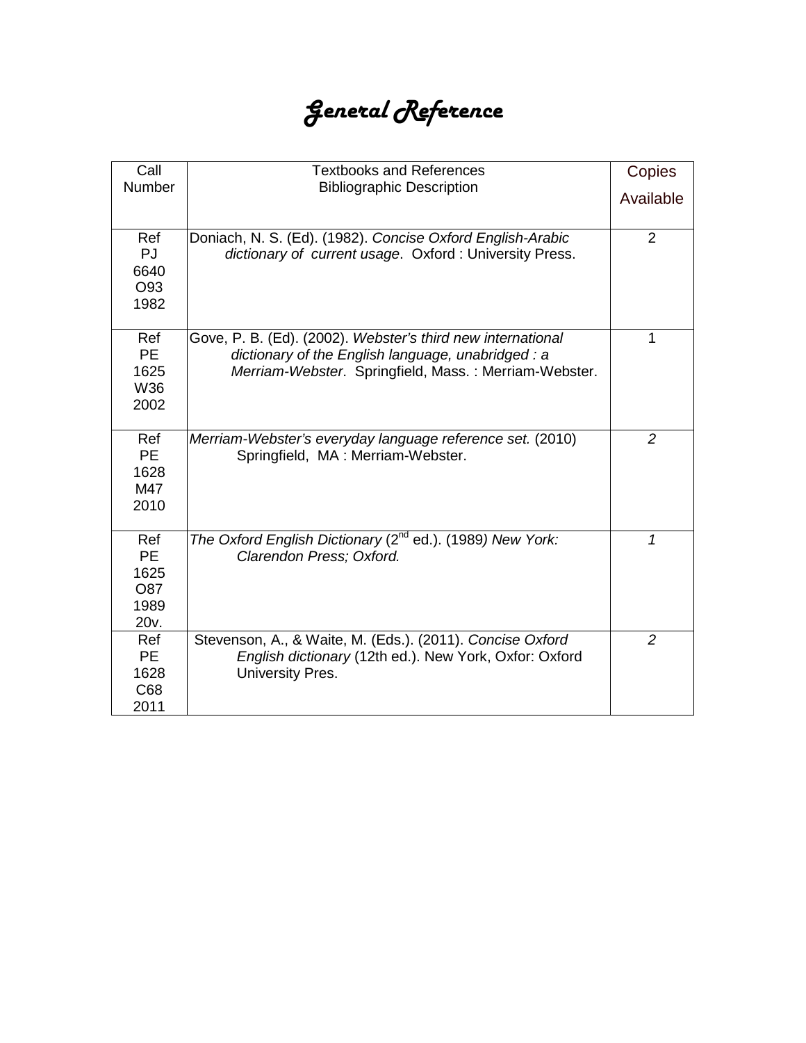# *General Reference*

| Call Number | Textbooks and References Bibliographic Description | Copies Available |
|---|---|---|
| Ref PJ 6640 O93 1982 | Doniach, N. S. (Ed). (1982). *Concise Oxford English-Arabic dictionary of current usage*. Oxford : University Press. | 2 |
| Ref PE 1625 W36 2002 | Gove, P. B. (Ed). (2002). *Webster's third new international dictionary of the English language, unabridged : a Merriam-Webster*. Springfield, Mass. : Merriam-Webster. | 1 |
| Ref PE 1628 M47 2010 | *Merriam-Webster's everyday language reference set.* (2010) Springfield, MA : Merriam-Webster. | *2* |
| Ref PE 1625 O87 1989 20v. | *The Oxford English Dictionary* (2nd ed.). (1989*) New York: Clarendon Press; Oxford.* | *1* |
| Ref PE 1628 C68 2011 | Stevenson, A., & Waite, M. (Eds.). (2011). *Concise Oxford English dictionary* (12th ed.). New York, Oxfor: Oxford University Pres. | *2* |